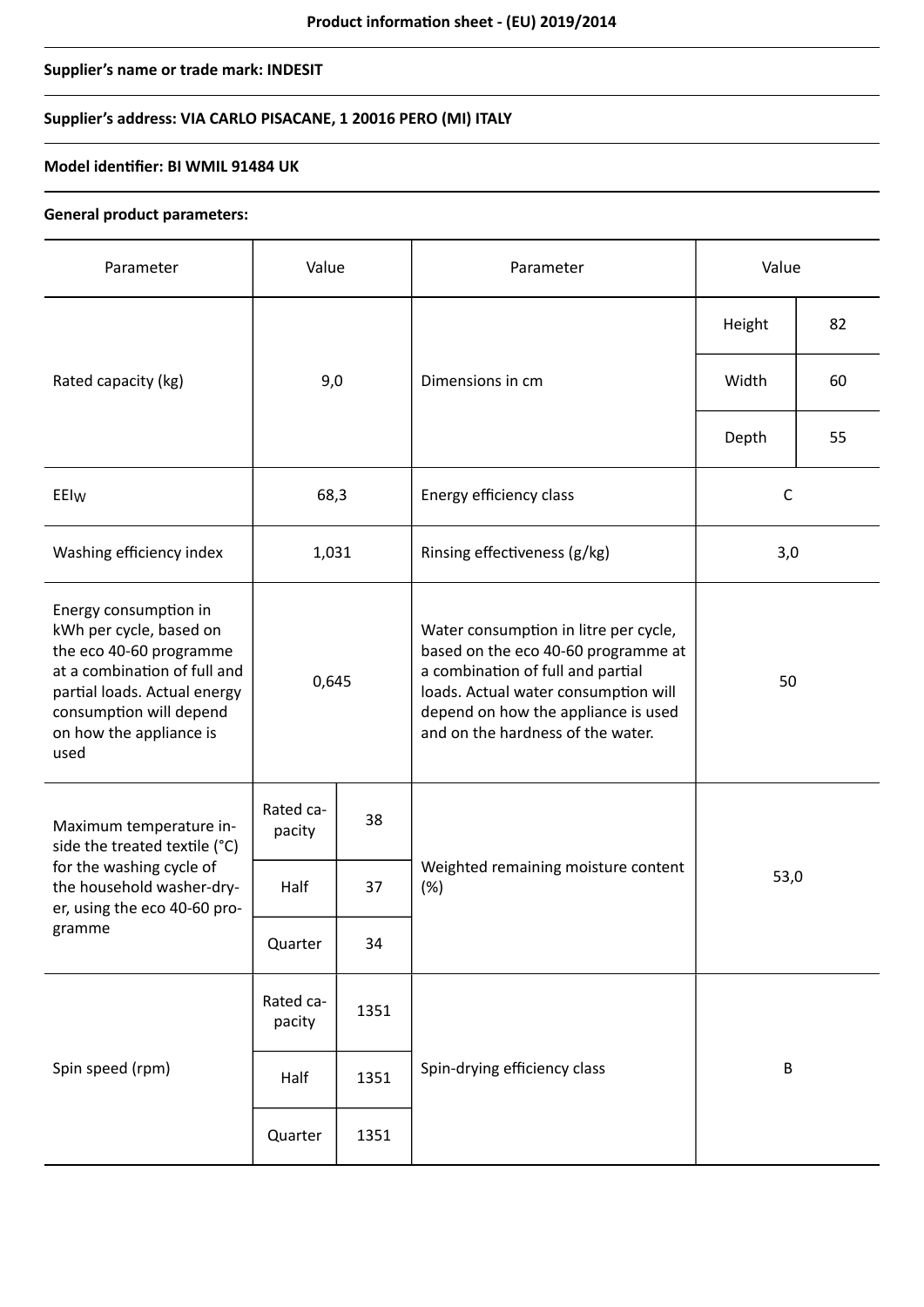**Product information sheet - (EU) 2019/2014**

**Supplier's name or trade mark: INDESIT**

**Supplier's address: VIA CARLO PISACANE, 1 20016 PERO (MI) ITALY**

**Model identifier: BI WMIL 91484 UK**

**General product parameters:**

| Parameter | Value | | Parameter | Value | |
|---|---|---|---|---|---|
| Rated capacity (kg) | 9,0 | | Dimensions in cm | Height | 82 |
| | | | | Width | 60 |
| | | | | Depth | 55 |
| $EEI_W$ | 68,3 | | Energy efficiency class | C | |
| Washing efficiency index | 1,031 | | Rinsing effectiveness (g/kg) | 3,0 | |
| Energy consumption in kWh per cycle, based on the eco 40-60 programme at a combination of full and partial loads. Actual energy consumption will depend on how the appliance is used | 0,645 | | Water consumption in litre per cycle, based on the eco 40-60 programme at a combination of full and partial loads. Actual water consumption will depend on how the appliance is used and on the hardness of the water. | 50 | |
| Maximum temperature inside the treated textile (°C) for the washing cycle of the household washer-dryer, using the eco 40-60 programme | Rated capacity | 38 | Weighted remaining moisture content (%) | 53,0 | |
| | Half | 37 | | | |
| | Quarter | 34 | | | |
| Spin speed (rpm) | Rated capacity | 1351 | Spin-drying efficiency class | B | |
| | Half | 1351 | | | |
| | Quarter | 1351 | | | |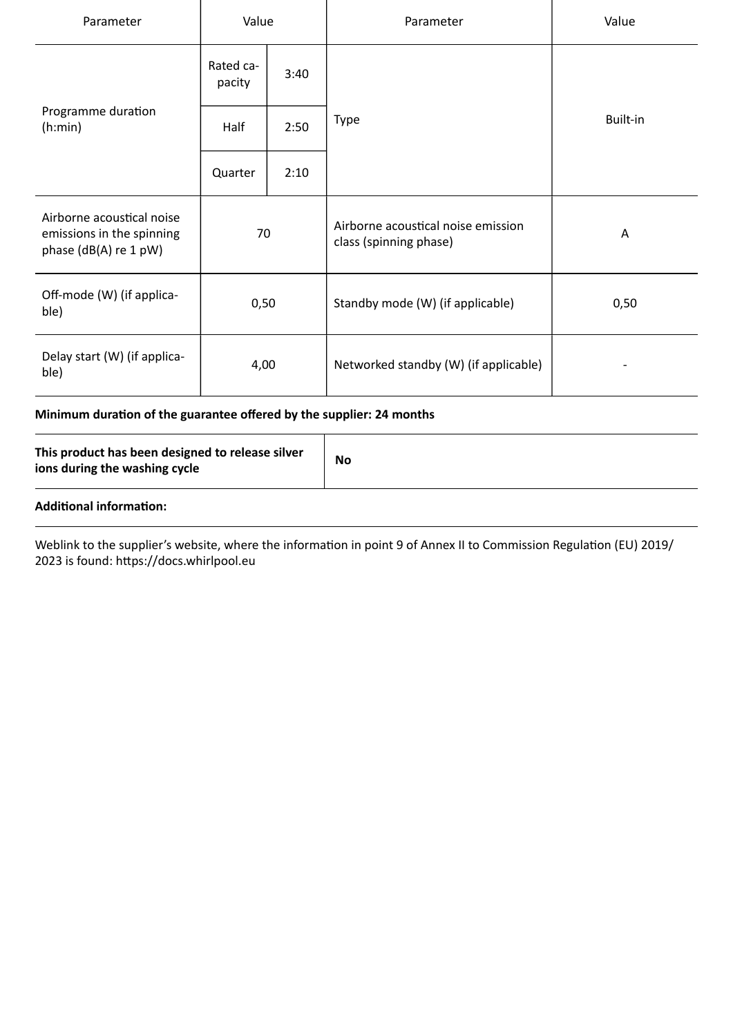| Parameter | Value | | Parameter | Value |
|---|---|---|---|---|
| Programme duration (h:min) | Rated capacity | 3:40 | Type | Built-in |
| | Half | 2:50 | | |
| | Quarter | 2:10 | | |
| Airborne acoustical noise emissions in the spinning phase (dB(A) re 1 pW) | 70 | | Airborne acoustical noise emission class (spinning phase) | A |
| Off-mode (W) (if applicable) | 0,50 | | Standby mode (W) (if applicable) | 0,50 |
| Delay start (W) (if applicable) | 4,00 | | Networked standby (W) (if applicable) | - |

**Minimum duration of the guarantee offered by the supplier: 24 months**

| | |
|---|---|
| **This product has been designed to release silver ions during the washing cycle** | **No** |

**Additional information:**

Weblink to the supplier's website, where the information in point 9 of Annex II to Commission Regulation (EU) 2019/2023 is found: https://docs.whirlpool.eu